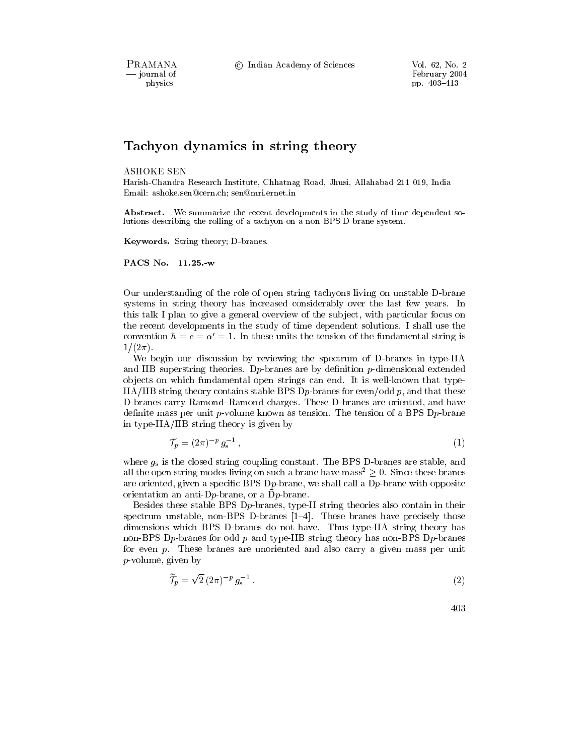# Tachyon dynamics in string theory

ASHOKE SEN

Harish-Chandra Research Institute, Chhatnag Road, Jhusi, Allahabad 211 019, India
Email: ashoke.sen@cern.ch; sen@mri.ernet.in

**Abstract.** We summarize the recent developments in the study of time dependent solutions describing the rolling of a tachyon on a non-BPS D-brane system.

**Keywords.** String theory; D-branes.

**PACS No. 11.25.-w**

Our understanding of the role of open string tachyons living on unstable D-brane systems in string theory has increased considerably over the last few years. In this talk I plan to give a general overview of the subject, with particular focus on the recent developments in the study of time dependent solutions. I shall use the convention $\hbar = c = \alpha' = 1$. In these units the tension of the fundamental string is $1/(2\pi)$.

We begin our discussion by reviewing the spectrum of D-branes in type-IIA and IIB superstring theories. D$p$-branes are by definition $p$-dimensional extended objects on which fundamental open strings can end. It is well-known that type-IIA/IIB string theory contains stable BPS D$p$-branes for even/odd $p$, and that these D-branes carry Ramond–Ramond charges. These D-branes are oriented, and have definite mass per unit $p$-volume known as tension. The tension of a BPS D$p$-brane in type-IIA/IIB string theory is given by

$$\mathcal{T}_p = (2\pi)^{-p}\, g_s^{-1}\,, \tag{1}$$

where $g_s$ is the closed string coupling constant. The BPS D-branes are stable, and all the open string modes living on such a brane have mass$^2 \geq 0$. Since these branes are oriented, given a specific BPS D$p$-brane, we shall call a D$p$-brane with opposite orientation an anti-D$p$-brane, or a $\bar{\mathrm{D}}p$-brane.

Besides these stable BPS D$p$-branes, type-II string theories also contain in their spectrum unstable, non-BPS D-branes [1–4]. These branes have precisely those dimensions which BPS D-branes do not have. Thus type-IIA string theory has non-BPS D$p$-branes for odd $p$ and type-IIB string theory has non-BPS D$p$-branes for even $p$. These branes are unoriented and also carry a given mass per unit $p$-volume, given by

$$\widetilde{\mathcal{T}}_p = \sqrt{2}\,(2\pi)^{-p}\, g_s^{-1}\,. \tag{2}$$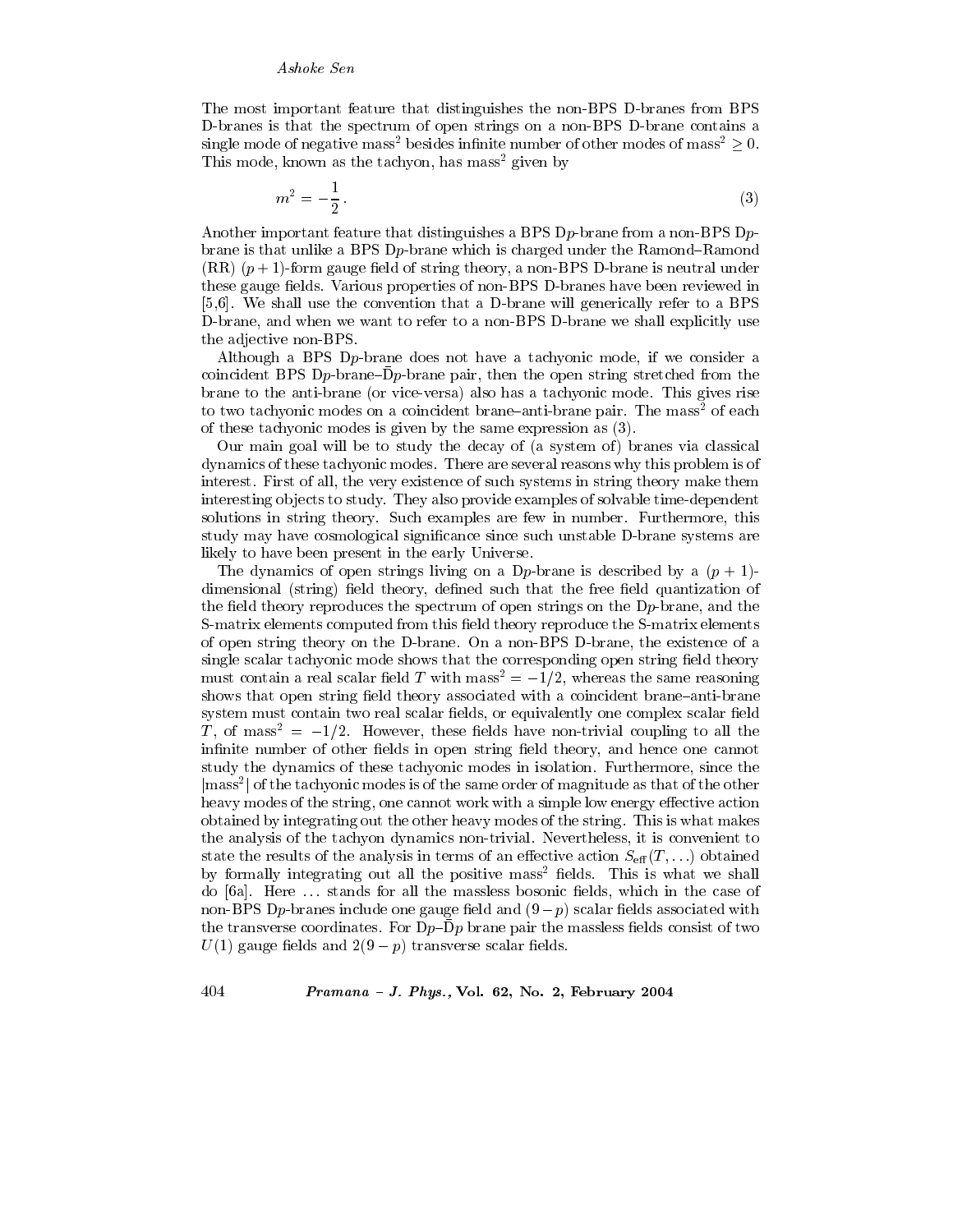The most important feature that distinguishes the non-BPS D-branes from BPS D-branes is that the spectrum of open strings on a non-BPS D-brane contains a single mode of negative mass$^2$ besides infinite number of other modes of mass$^2 \geq 0$. This mode, known as the tachyon, has mass$^2$ given by

$$m^2 = -\frac{1}{2} \,. \tag{3}$$

Another important feature that distinguishes a BPS D$p$-brane from a non-BPS D$p$-brane is that unlike a BPS D$p$-brane which is charged under the Ramond–Ramond (RR) $(p+1)$-form gauge field of string theory, a non-BPS D-brane is neutral under these gauge fields. Various properties of non-BPS D-branes have been reviewed in [5,6]. We shall use the convention that a D-brane will generically refer to a BPS D-brane, and when we want to refer to a non-BPS D-brane we shall explicitly use the adjective non-BPS.

Although a BPS D$p$-brane does not have a tachyonic mode, if we consider a coincident BPS D$p$-brane–$\bar{\text{D}}p$-brane pair, then the open string stretched from the brane to the anti-brane (or vice-versa) also has a tachyonic mode. This gives rise to two tachyonic modes on a coincident brane–anti-brane pair. The mass$^2$ of each of these tachyonic modes is given by the same expression as (3).

Our main goal will be to study the decay of (a system of) branes via classical dynamics of these tachyonic modes. There are several reasons why this problem is of interest. First of all, the very existence of such systems in string theory make them interesting objects to study. They also provide examples of solvable time-dependent solutions in string theory. Such examples are few in number. Furthermore, this study may have cosmological significance since such unstable D-brane systems are likely to have been present in the early Universe.

The dynamics of open strings living on a D$p$-brane is described by a $(p+1)$-dimensional (string) field theory, defined such that the free field quantization of the field theory reproduces the spectrum of open strings on the D$p$-brane, and the S-matrix elements computed from this field theory reproduce the S-matrix elements of open string theory on the D-brane. On a non-BPS D-brane, the existence of a single scalar tachyonic mode shows that the corresponding open string field theory must contain a real scalar field $T$ with mass$^2 = -1/2$, whereas the same reasoning shows that open string field theory associated with a coincident brane–anti-brane system must contain two real scalar fields, or equivalently one complex scalar field $T$, of mass$^2 = -1/2$. However, these fields have non-trivial coupling to all the infinite number of other fields in open string field theory, and hence one cannot study the dynamics of these tachyonic modes in isolation. Furthermore, since the $|\text{mass}^2|$ of the tachyonic modes is of the same order of magnitude as that of the other heavy modes of the string, one cannot work with a simple low energy effective action obtained by integrating out the other heavy modes of the string. This is what makes the analysis of the tachyon dynamics non-trivial. Nevertheless, it is convenient to state the results of the analysis in terms of an effective action $S_{\text{eff}}(T, \ldots)$ obtained by formally integrating out all the positive mass$^2$ fields. This is what we shall do [6a]. Here $\ldots$ stands for all the massless bosonic fields, which in the case of non-BPS D$p$-branes include one gauge field and $(9-p)$ scalar fields associated with the transverse coordinates. For D$p$–$\bar{\text{D}}p$ brane pair the massless fields consist of two $U(1)$ gauge fields and $2(9-p)$ transverse scalar fields.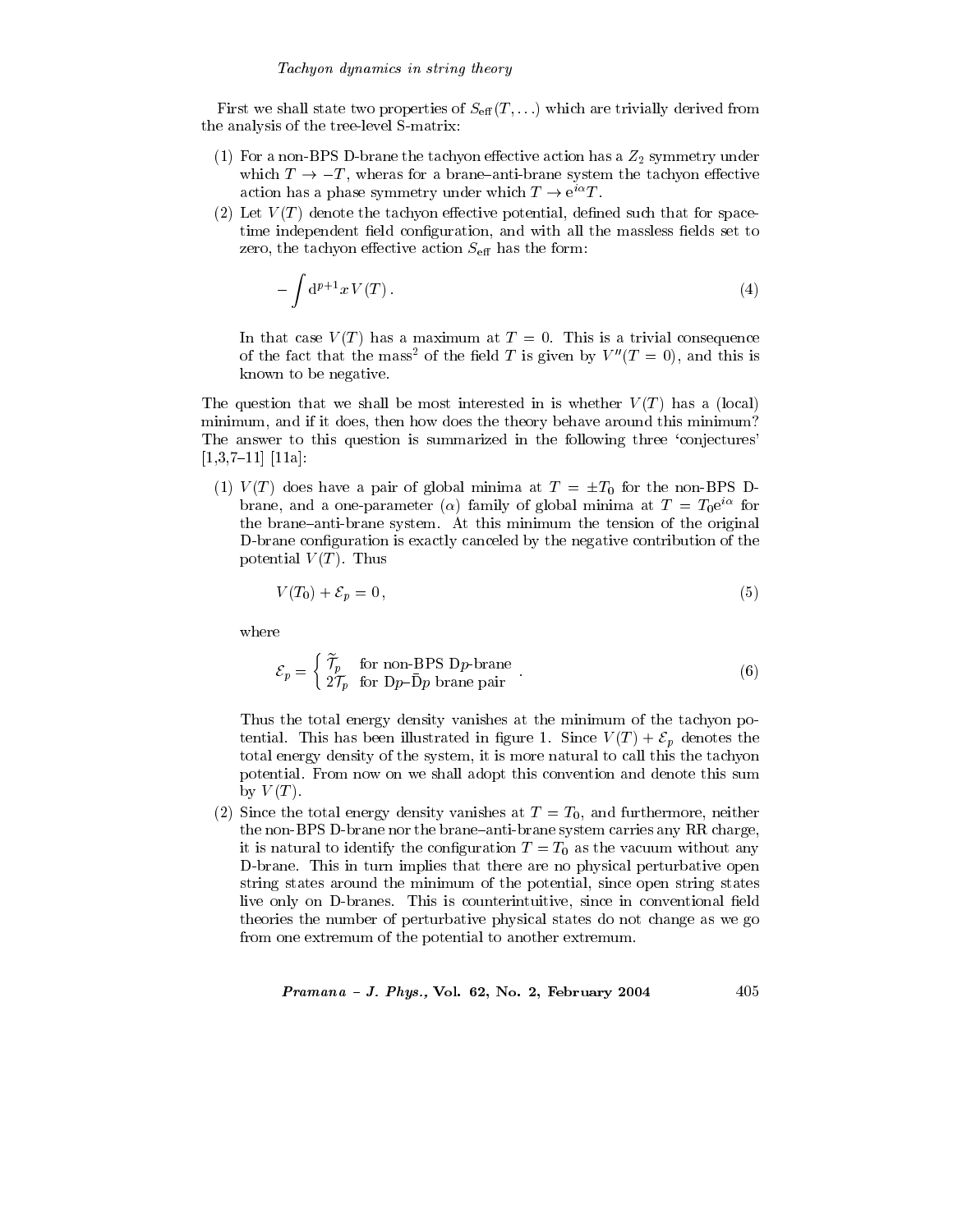First we shall state two properties of $S_{\text{eff}}(T, \ldots)$ which are trivially derived from the analysis of the tree-level S-matrix:

(1) For a non-BPS D-brane the tachyon effective action has a $Z_2$ symmetry under which $T \to -T$, wheras for a brane–anti-brane system the tachyon effective action has a phase symmetry under which $T \to e^{i\alpha} T$.

(2) Let $V(T)$ denote the tachyon effective potential, defined such that for space-time independent field configuration, and with all the massless fields set to zero, the tachyon effective action $S_{\text{eff}}$ has the form:

$$-\int d^{p+1}x \, V(T) \,. \tag{4}$$

In that case $V(T)$ has a maximum at $T = 0$. This is a trivial consequence of the fact that the mass$^2$ of the field $T$ is given by $V''(T = 0)$, and this is known to be negative.

The question that we shall be most interested in is whether $V(T)$ has a (local) minimum, and if it does, then how does the theory behave around this minimum? The answer to this question is summarized in the following three 'conjectures' [1,3,7–11] [11a]:

(1) $V(T)$ does have a pair of global minima at $T = \pm T_0$ for the non-BPS D-brane, and a one-parameter ($\alpha$) family of global minima at $T = T_0 e^{i\alpha}$ for the brane–anti-brane system. At this minimum the tension of the original D-brane configuration is exactly canceled by the negative contribution of the potential $V(T)$. Thus

$$V(T_0) + \mathcal{E}_p = 0 \,, \tag{5}$$

where

$$\mathcal{E}_p = \begin{cases} \widetilde{\mathcal{T}}_p & \text{for non-BPS D}p\text{-brane} \\ 2\mathcal{T}_p & \text{for D}p\text{–}\bar{\text{D}}p \text{ brane pair} \end{cases} \,. \tag{6}$$

Thus the total energy density vanishes at the minimum of the tachyon potential. This has been illustrated in figure 1. Since $V(T) + \mathcal{E}_p$ denotes the total energy density of the system, it is more natural to call this the tachyon potential. From now on we shall adopt this convention and denote this sum by $V(T)$.

(2) Since the total energy density vanishes at $T = T_0$, and furthermore, neither the non-BPS D-brane nor the brane–anti-brane system carries any RR charge, it is natural to identify the configuration $T = T_0$ as the vacuum without any D-brane. This in turn implies that there are no physical perturbative open string states around the minimum of the potential, since open string states live only on D-branes. This is counterintuitive, since in conventional field theories the number of perturbative physical states do not change as we go from one extremum of the potential to another extremum.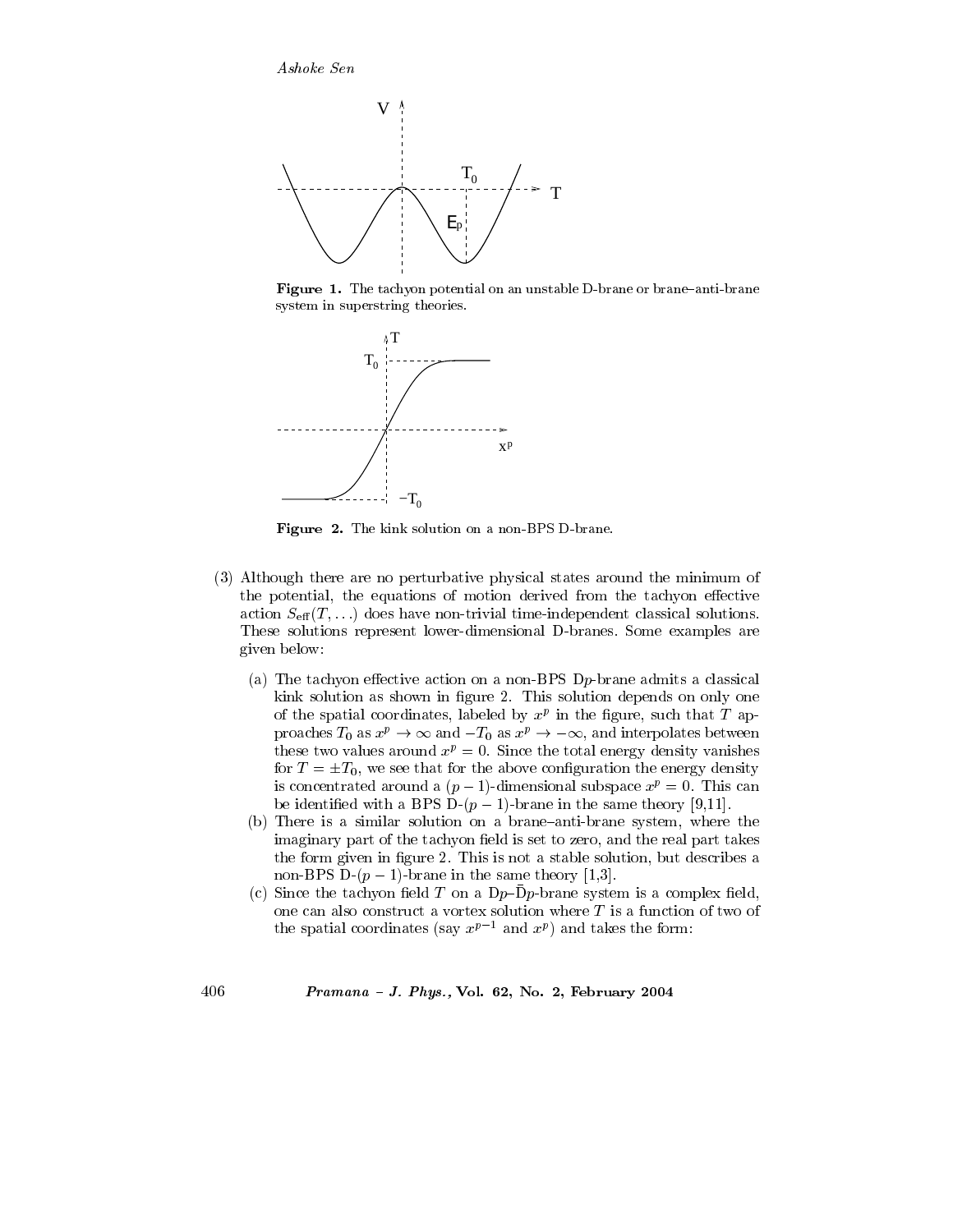**Figure 1.** The tachyon potential on an unstable D-brane or brane–anti-brane system in superstring theories.

**Figure 2.** The kink solution on a non-BPS D-brane.

(3) Although there are no perturbative physical states around the minimum of the potential, the equations of motion derived from the tachyon effective action $S_{\text{eff}}(T, \ldots)$ does have non-trivial time-independent classical solutions. These solutions represent lower-dimensional D-branes. Some examples are given below:

   (a) The tachyon effective action on a non-BPS D$p$-brane admits a classical kink solution as shown in figure 2. This solution depends on only one of the spatial coordinates, labeled by $x^p$ in the figure, such that $T$ approaches $T_0$ as $x^p \to \infty$ and $-T_0$ as $x^p \to -\infty$, and interpolates between these two values around $x^p = 0$. Since the total energy density vanishes for $T = \pm T_0$, we see that for the above configuration the energy density is concentrated around a $(p-1)$-dimensional subspace $x^p = 0$. This can be identified with a BPS D-$(p-1)$-brane in the same theory [9,11].

   (b) There is a similar solution on a brane–anti-brane system, where the imaginary part of the tachyon field is set to zero, and the real part takes the form given in figure 2. This is not a stable solution, but describes a non-BPS D-$(p-1)$-brane in the same theory [1,3].

   (c) Since the tachyon field $T$ on a D$p$–$\bar{\text{D}}p$-brane system is a complex field, one can also construct a vortex solution where $T$ is a function of two of the spatial coordinates (say $x^{p-1}$ and $x^p$) and takes the form: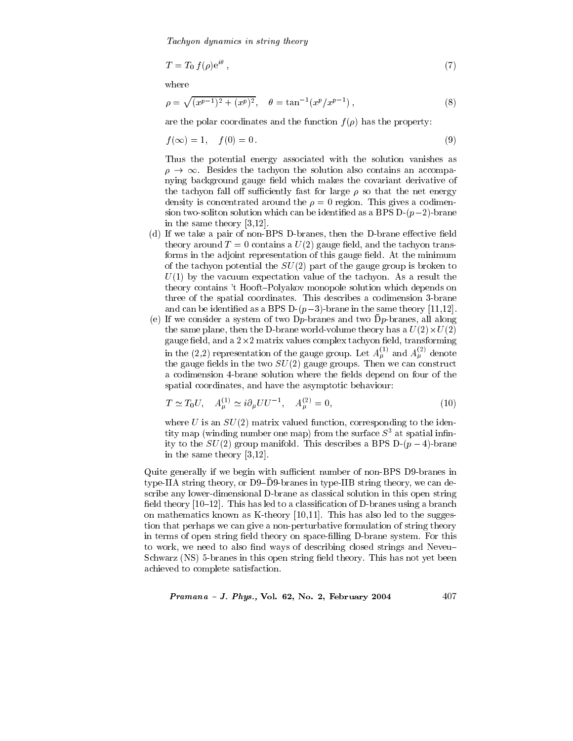$$T = T_0 \, f(\rho) \mathrm{e}^{i\theta} \, , \tag{7}$$

where

$$\rho = \sqrt{(x^{p-1})^2 + (x^p)^2}, \quad \theta = \tan^{-1}(x^p/x^{p-1}) \, , \tag{8}$$

are the polar coordinates and the function $f(\rho)$ has the property:

$$f(\infty) = 1, \quad f(0) = 0 \, . \tag{9}$$

Thus the potential energy associated with the solution vanishes as $\rho \to \infty$. Besides the tachyon the solution also contains an accompanying background gauge field which makes the covariant derivative of the tachyon fall off sufficiently fast for large $\rho$ so that the net energy density is concentrated around the $\rho = 0$ region. This gives a codimension two-soliton solution which can be identified as a BPS D-$(p-2)$-brane in the same theory [3,12].

(d) If we take a pair of non-BPS D-branes, then the D-brane effective field theory around $T = 0$ contains a $U(2)$ gauge field, and the tachyon transforms in the adjoint representation of this gauge field. At the minimum of the tachyon potential the $SU(2)$ part of the gauge group is broken to $U(1)$ by the vacuum expectation value of the tachyon. As a result the theory contains 't Hooft–Polyakov monopole solution which depends on three of the spatial coordinates. This describes a codimension 3-brane and can be identified as a BPS D-$(p-3)$-brane in the same theory [11,12].

(e) If we consider a system of two D$p$-branes and two $\bar{\mathrm{D}}p$-branes, all along the same plane, then the D-brane world-volume theory has a $U(2)\times U(2)$ gauge field, and a $2\times 2$ matrix values complex tachyon field, transforming in the (2,2) representation of the gauge group. Let $A_\mu^{(1)}$ and $A_\mu^{(2)}$ denote the gauge fields in the two $SU(2)$ gauge groups. Then we can construct a codimension 4-brane solution where the fields depend on four of the spatial coordinates, and have the asymptotic behaviour:

$$T \simeq T_0 U, \quad A_\mu^{(1)} \simeq i\partial_\mu U U^{-1}, \quad A_\mu^{(2)} = 0, \tag{10}$$

where $U$ is an $SU(2)$ matrix valued function, corresponding to the identity map (winding number one map) from the surface $S^3$ at spatial infinity to the $SU(2)$ group manifold. This describes a BPS D-$(p-4)$-brane in the same theory [3,12].

Quite generally if we begin with sufficient number of non-BPS D9-branes in type-IIA string theory, or D9–$\bar{\mathrm{D}}$9-branes in type-IIB string theory, we can describe any lower-dimensional D-brane as classical solution in this open string field theory [10–12]. This has led to a classification of D-branes using a branch on mathematics known as K-theory [10,11]. This has also led to the suggestion that perhaps we can give a non-perturbative formulation of string theory in terms of open string field theory on space-filling D-brane system. For this to work, we need to also find ways of describing closed strings and Neveu–Schwarz (NS) 5-branes in this open string field theory. This has not yet been achieved to complete satisfaction.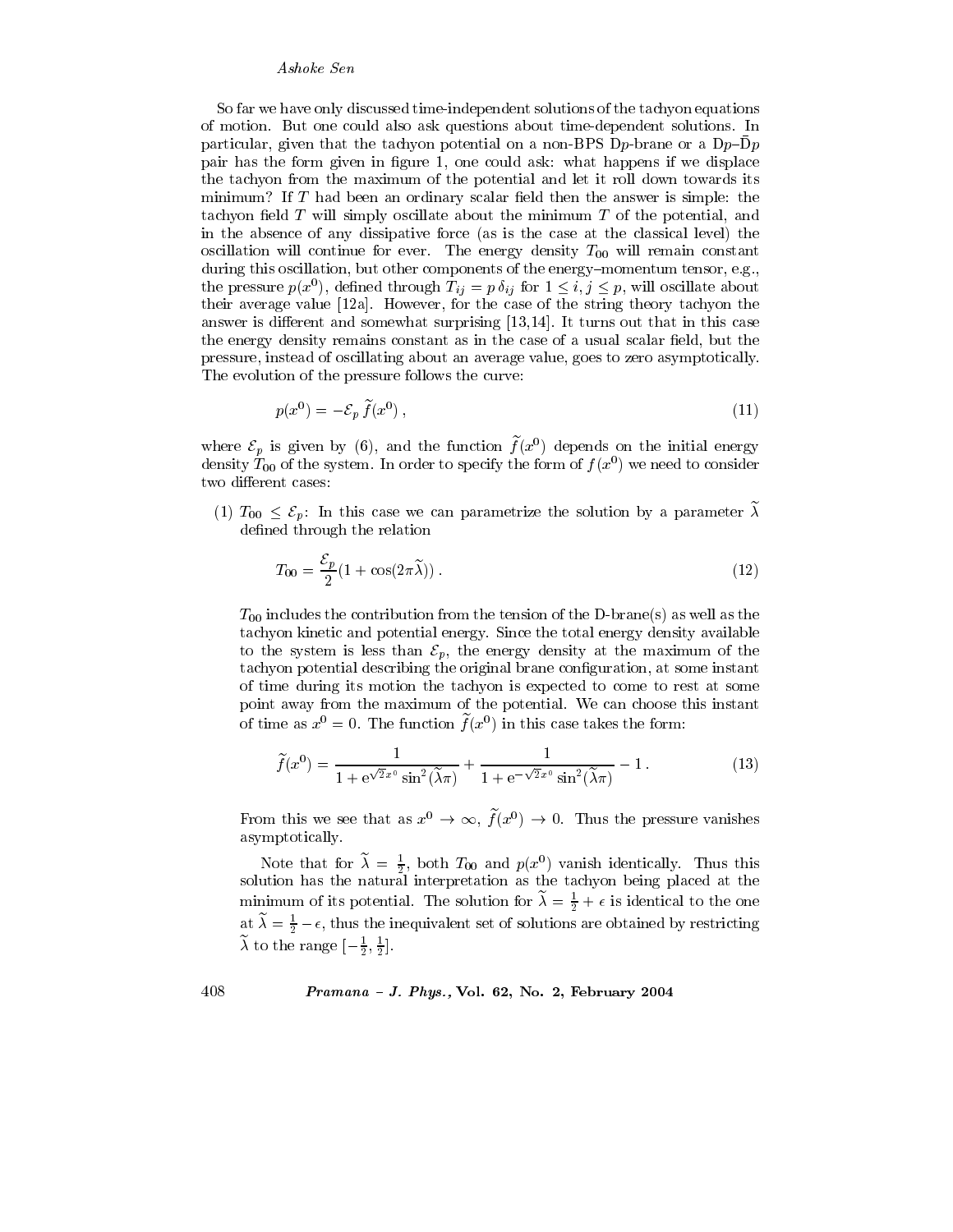So far we have only discussed time-independent solutions of the tachyon equations of motion. But one could also ask questions about time-dependent solutions. In particular, given that the tachyon potential on a non-BPS D$p$-brane or a D$p$–$\bar{\text{D}}p$ pair has the form given in figure 1, one could ask: what happens if we displace the tachyon from the maximum of the potential and let it roll down towards its minimum? If $T$ had been an ordinary scalar field then the answer is simple: the tachyon field $T$ will simply oscillate about the minimum $T$ of the potential, and in the absence of any dissipative force (as is the case at the classical level) the oscillation will continue for ever. The energy density $T_{00}$ will remain constant during this oscillation, but other components of the energy–momentum tensor, e.g., the pressure $p(x^0)$, defined through $T_{ij} = p\,\delta_{ij}$ for $1 \leq i, j \leq p$, will oscillate about their average value [12a]. However, for the case of the string theory tachyon the answer is different and somewhat surprising [13,14]. It turns out that in this case the energy density remains constant as in the case of a usual scalar field, but the pressure, instead of oscillating about an average value, goes to zero asymptotically. The evolution of the pressure follows the curve:

$$p(x^0) = -\mathcal{E}_p\,\tilde{f}(x^0)\,, \tag{11}$$

where $\mathcal{E}_p$ is given by (6), and the function $\tilde{f}(x^0)$ depends on the initial energy density $T_{00}$ of the system. In order to specify the form of $f(x^0)$ we need to consider two different cases:

(1) $T_{00} \leq \mathcal{E}_p$: In this case we can parametrize the solution by a parameter $\tilde{\lambda}$ defined through the relation

$$T_{00} = \frac{\mathcal{E}_p}{2}(1 + \cos(2\pi\tilde{\lambda}))\,. \tag{12}$$

$T_{00}$ includes the contribution from the tension of the D-brane(s) as well as the tachyon kinetic and potential energy. Since the total energy density available to the system is less than $\mathcal{E}_p$, the energy density at the maximum of the tachyon potential describing the original brane configuration, at some instant of time during its motion the tachyon is expected to come to rest at some point away from the maximum of the potential. We can choose this instant of time as $x^0 = 0$. The function $\tilde{f}(x^0)$ in this case takes the form:

$$\tilde{f}(x^0) = \frac{1}{1 + \mathrm{e}^{\sqrt{2}x^0}\sin^2(\tilde{\lambda}\pi)} + \frac{1}{1 + \mathrm{e}^{-\sqrt{2}x^0}\sin^2(\tilde{\lambda}\pi)} - 1\,. \tag{13}$$

From this we see that as $x^0 \to \infty$, $\tilde{f}(x^0) \to 0$. Thus the pressure vanishes asymptotically.

Note that for $\tilde{\lambda} = \frac{1}{2}$, both $T_{00}$ and $p(x^0)$ vanish identically. Thus this solution has the natural interpretation as the tachyon being placed at the minimum of its potential. The solution for $\tilde{\lambda} = \frac{1}{2} + \epsilon$ is identical to the one at $\tilde{\lambda} = \frac{1}{2} - \epsilon$, thus the inequivalent set of solutions are obtained by restricting $\tilde{\lambda}$ to the range $[-\frac{1}{2}, \frac{1}{2}]$.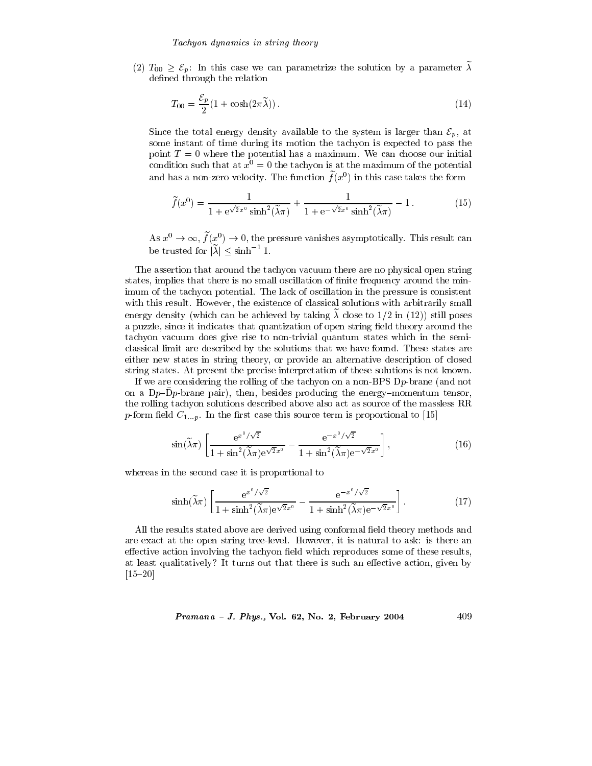(2) $T_{00} \geq \mathcal{E}_p$: In this case we can parametrize the solution by a parameter $\widetilde{\lambda}$ defined through the relation

$$T_{00} = \frac{\mathcal{E}_p}{2}(1 + \cosh(2\pi\widetilde{\lambda}))\,. \tag{14}$$

Since the total energy density available to the system is larger than $\mathcal{E}_p$, at some instant of time during its motion the tachyon is expected to pass the point $T = 0$ where the potential has a maximum. We can choose our initial condition such that at $x^0 = 0$ the tachyon is at the maximum of the potential and has a non-zero velocity. The function $\widetilde{f}(x^0)$ in this case takes the form

$$\widetilde{f}(x^0) = \frac{1}{1 + \mathrm{e}^{\sqrt{2}x^0}\sinh^2(\widetilde{\lambda}\pi)} + \frac{1}{1 + \mathrm{e}^{-\sqrt{2}x^0}\sinh^2(\widetilde{\lambda}\pi)} - 1\,. \tag{15}$$

As $x^0 \to \infty$, $\widetilde{f}(x^0) \to 0$, the pressure vanishes asymptotically. This result can be trusted for $|\widetilde{\lambda}| \leq \sinh^{-1} 1$.

The assertion that around the tachyon vacuum there are no physical open string states, implies that there is no small oscillation of finite frequency around the minimum of the tachyon potential. The lack of oscillation in the pressure is consistent with this result. However, the existence of classical solutions with arbitrarily small energy density (which can be achieved by taking $\widetilde{\lambda}$ close to $1/2$ in (12)) still poses a puzzle, since it indicates that quantization of open string field theory around the tachyon vacuum does give rise to non-trivial quantum states which in the semi-classical limit are described by the solutions that we have found. These states are either new states in string theory, or provide an alternative description of closed string states. At present the precise interpretation of these solutions is not known.

If we are considering the rolling of the tachyon on a non-BPS D$p$-brane (and not on a D$p$–$\bar{\text{D}}p$-brane pair), then, besides producing the energy–momentum tensor, the rolling tachyon solutions described above also act as source of the massless RR $p$-form field $C_{1\ldots p}$. In the first case this source term is proportional to [15]

$$\sin(\widetilde{\lambda}\pi)\left[\frac{\mathrm{e}^{x^0/\sqrt{2}}}{1 + \sin^2(\widetilde{\lambda}\pi)\mathrm{e}^{\sqrt{2}x^0}} - \frac{\mathrm{e}^{-x^0/\sqrt{2}}}{1 + \sin^2(\widetilde{\lambda}\pi)\mathrm{e}^{-\sqrt{2}x^0}}\right], \tag{16}$$

whereas in the second case it is proportional to

$$\sinh(\widetilde{\lambda}\pi)\left[\frac{\mathrm{e}^{x^0/\sqrt{2}}}{1 + \sinh^2(\widetilde{\lambda}\pi)\mathrm{e}^{\sqrt{2}x^0}} - \frac{\mathrm{e}^{-x^0/\sqrt{2}}}{1 + \sinh^2(\widetilde{\lambda}\pi)\mathrm{e}^{-\sqrt{2}x^0}}\right]. \tag{17}$$

All the results stated above are derived using conformal field theory methods and are exact at the open string tree-level. However, it is natural to ask: is there an effective action involving the tachyon field which reproduces some of these results, at least qualitatively? It turns out that there is such an effective action, given by [15–20]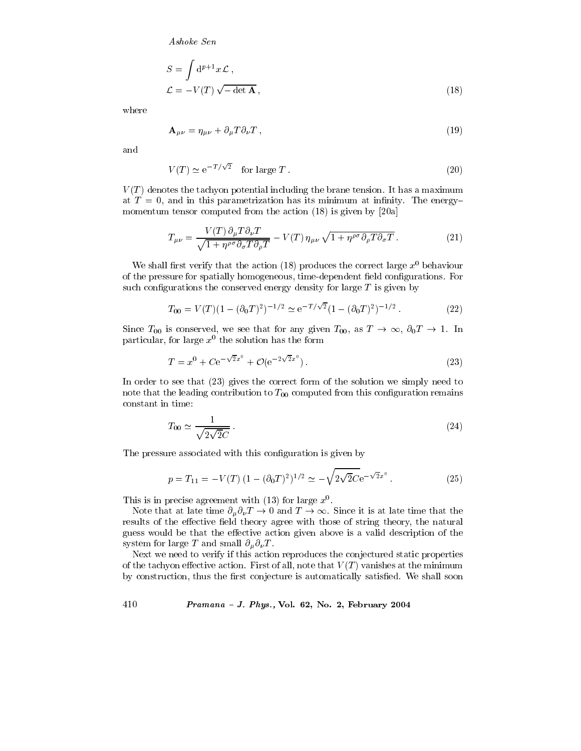$$S = \int \mathrm{d}^{p+1}x \, \mathcal{L} \, ,$$

$$\mathcal{L} = -V(T) \sqrt{-\det \mathbf{A}} \, , \tag{18}$$

where

$$\mathbf{A}_{\mu\nu} = \eta_{\mu\nu} + \partial_\mu T \partial_\nu T \, , \tag{19}$$

and

$$V(T) \simeq \mathrm{e}^{-T/\sqrt{2}} \quad \text{for large } T \, . \tag{20}$$

$V(T)$ denotes the tachyon potential including the brane tension. It has a maximum at $T = 0$, and in this parametrization has its minimum at infinity. The energy–momentum tensor computed from the action (18) is given by [20a]

$$T_{\mu\nu} = \frac{V(T) \, \partial_\mu T \partial_\nu T}{\sqrt{1 + \eta^{\rho\sigma} \partial_\sigma T \partial_\rho T}} - V(T) \, \eta_{\mu\nu} \sqrt{1 + \eta^{\rho\sigma} \partial_\rho T \partial_\sigma T} \, . \tag{21}$$

We shall first verify that the action (18) produces the correct large $x^0$ behaviour of the pressure for spatially homogeneous, time-dependent field configurations. For such configurations the conserved energy density for large $T$ is given by

$$T_{00} = V(T)(1 - (\partial_0 T)^2)^{-1/2} \simeq \mathrm{e}^{-T/\sqrt{2}}(1 - (\partial_0 T)^2)^{-1/2} \, . \tag{22}$$

Since $T_{00}$ is conserved, we see that for any given $T_{00}$, as $T \to \infty$, $\partial_0 T \to 1$. In particular, for large $x^0$ the solution has the form

$$T = x^0 + C\mathrm{e}^{-\sqrt{2}x^0} + \mathcal{O}(\mathrm{e}^{-2\sqrt{2}x^0}) \, . \tag{23}$$

In order to see that (23) gives the correct form of the solution we simply need to note that the leading contribution to $T_{00}$ computed from this configuration remains constant in time:

$$T_{00} \simeq \frac{1}{\sqrt{2\sqrt{2}C}} \, . \tag{24}$$

The pressure associated with this configuration is given by

$$p = T_{11} = -V(T) \, (1 - (\partial_0 T)^2)^{1/2} \simeq -\sqrt{2\sqrt{2}C}\mathrm{e}^{-\sqrt{2}x^0} \, . \tag{25}$$

This is in precise agreement with (13) for large $x^0$.

Note that at late time $\partial_\mu \partial_\nu T \to 0$ and $T \to \infty$. Since it is at late time that the results of the effective field theory agree with those of string theory, the natural guess would be that the effective action given above is a valid description of the system for large $T$ and small $\partial_\mu \partial_\nu T$.

Next we need to verify if this action reproduces the conjectured static properties of the tachyon effective action. First of all, note that $V(T)$ vanishes at the minimum by construction, thus the first conjecture is automatically satisfied. We shall soon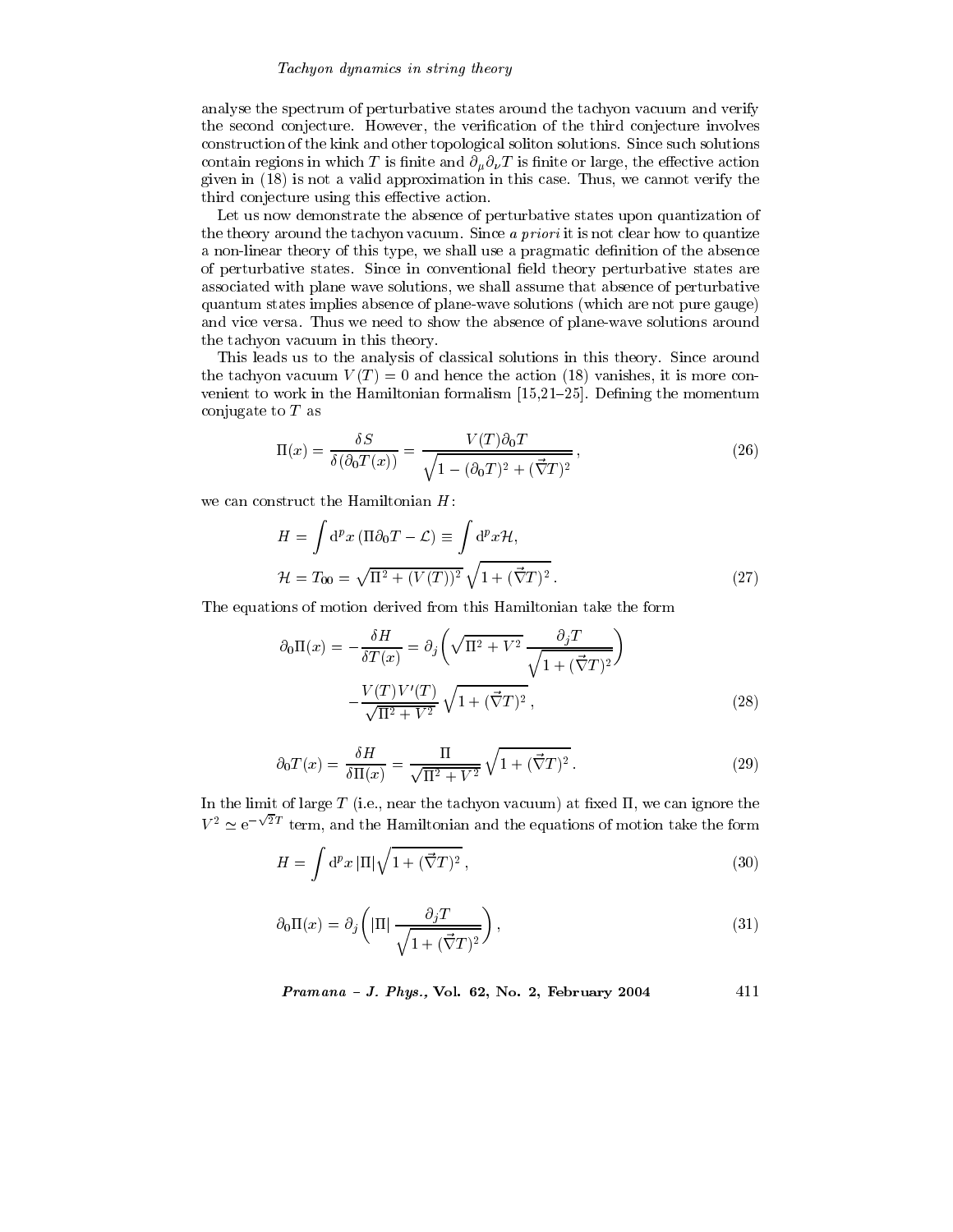analyse the spectrum of perturbative states around the tachyon vacuum and verify the second conjecture. However, the verification of the third conjecture involves construction of the kink and other topological soliton solutions. Since such solutions contain regions in which $T$ is finite and $\partial_\mu \partial_\nu T$ is finite or large, the effective action given in (18) is not a valid approximation in this case. Thus, we cannot verify the third conjecture using this effective action.

Let us now demonstrate the absence of perturbative states upon quantization of the theory around the tachyon vacuum. Since *a priori* it is not clear how to quantize a non-linear theory of this type, we shall use a pragmatic definition of the absence of perturbative states. Since in conventional field theory perturbative states are associated with plane wave solutions, we shall assume that absence of perturbative quantum states implies absence of plane-wave solutions (which are not pure gauge) and vice versa. Thus we need to show the absence of plane-wave solutions around the tachyon vacuum in this theory.

This leads us to the analysis of classical solutions in this theory. Since around the tachyon vacuum $V(T) = 0$ and hence the action (18) vanishes, it is more convenient to work in the Hamiltonian formalism [15,21–25]. Defining the momentum conjugate to $T$ as

$$\Pi(x) = \frac{\delta S}{\delta(\partial_0 T(x))} = \frac{V(T)\partial_0 T}{\sqrt{1 - (\partial_0 T)^2 + (\vec{\nabla} T)^2}}\,, \tag{26}$$

we can construct the Hamiltonian $H$:

$$H = \int \mathrm{d}^p x\, (\Pi \partial_0 T - \mathcal{L}) \equiv \int \mathrm{d}^p x \mathcal{H},$$
$$\mathcal{H} = T_{00} = \sqrt{\Pi^2 + (V(T))^2}\,\sqrt{1 + (\vec{\nabla} T)^2}\,. \tag{27}$$

The equations of motion derived from this Hamiltonian take the form

$$\partial_0 \Pi(x) = -\frac{\delta H}{\delta T(x)} = \partial_j \left( \sqrt{\Pi^2 + V^2}\, \frac{\partial_j T}{\sqrt{1 + (\vec{\nabla} T)^2}} \right) - \frac{V(T) V'(T)}{\sqrt{\Pi^2 + V^2}}\, \sqrt{1 + (\vec{\nabla} T)^2}\,, \tag{28}$$

$$\partial_0 T(x) = \frac{\delta H}{\delta \Pi(x)} = \frac{\Pi}{\sqrt{\Pi^2 + V^2}}\, \sqrt{1 + (\vec{\nabla} T)^2}\,. \tag{29}$$

In the limit of large $T$ (i.e., near the tachyon vacuum) at fixed $\Pi$, we can ignore the $V^2 \simeq \mathrm{e}^{-\sqrt{2} T}$ term, and the Hamiltonian and the equations of motion take the form

$$H = \int \mathrm{d}^p x\, |\Pi| \sqrt{1 + (\vec{\nabla} T)^2}\,, \tag{30}$$

$$\partial_0 \Pi(x) = \partial_j \left( |\Pi|\, \frac{\partial_j T}{\sqrt{1 + (\vec{\nabla} T)^2}} \right), \tag{31}$$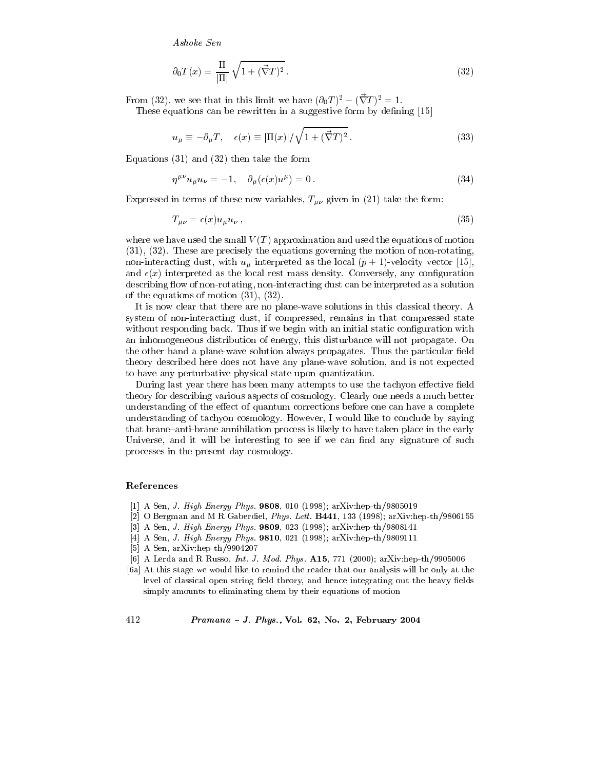$$\partial_0 T(x) = \frac{\Pi}{|\Pi|} \sqrt{1 + (\vec{\nabla} T)^2} \,. \tag{32}$$

From (32), we see that in this limit we have $(\partial_0 T)^2 - (\vec{\nabla} T)^2 = 1$.

These equations can be rewritten in a suggestive form by defining [15]

$$u_\mu \equiv -\partial_\mu T, \quad \epsilon(x) \equiv |\Pi(x)| / \sqrt{1 + (\vec{\nabla} T)^2} \,. \tag{33}$$

Equations (31) and (32) then take the form

$$\eta^{\mu\nu} u_\mu u_\nu = -1, \quad \partial_\mu (\epsilon(x) u^\mu) = 0 \,. \tag{34}$$

Expressed in terms of these new variables, $T_{\mu\nu}$ given in (21) take the form:

$$T_{\mu\nu} = \epsilon(x) u_\mu u_\nu \,, \tag{35}$$

where we have used the small $V(T)$ approximation and used the equations of motion (31), (32). These are precisely the equations governing the motion of non-rotating, non-interacting dust, with $u_\mu$ interpreted as the local $(p+1)$-velocity vector [15], and $\epsilon(x)$ interpreted as the local rest mass density. Conversely, any configuration describing flow of non-rotating, non-interacting dust can be interpreted as a solution of the equations of motion (31), (32).

It is now clear that there are no plane-wave solutions in this classical theory. A system of non-interacting dust, if compressed, remains in that compressed state without responding back. Thus if we begin with an initial static configuration with an inhomogeneous distribution of energy, this disturbance will not propagate. On the other hand a plane-wave solution always propagates. Thus the particular field theory described here does not have any plane-wave solution, and is not expected to have any perturbative physical state upon quantization.

During last year there has been many attempts to use the tachyon effective field theory for describing various aspects of cosmology. Clearly one needs a much better understanding of the effect of quantum corrections before one can have a complete understanding of tachyon cosmology. However, I would like to conclude by saying that brane–anti-brane annihilation process is likely to have taken place in the early Universe, and it will be interesting to see if we can find any signature of such processes in the present day cosmology.

## References

[1] A Sen, *J. High Energy Phys.* **9808**, 010 (1998); arXiv:hep-th/9805019

[2] O Bergman and M R Gaberdiel, *Phys. Lett.* **B441**, 133 (1998); arXiv:hep-th/9806155

[3] A Sen, *J. High Energy Phys.* **9809**, 023 (1998); arXiv:hep-th/9808141

[4] A Sen, *J. High Energy Phys.* **9810**, 021 (1998); arXiv:hep-th/9809111

[5] A Sen, arXiv:hep-th/9904207

[6] A Lerda and R Russo, *Int. J. Mod. Phys.* **A15**, 771 (2000); arXiv:hep-th/9905006

[6a] At this stage we would like to remind the reader that our analysis will be only at the level of classical open string field theory, and hence integrating out the heavy fields simply amounts to eliminating them by their equations of motion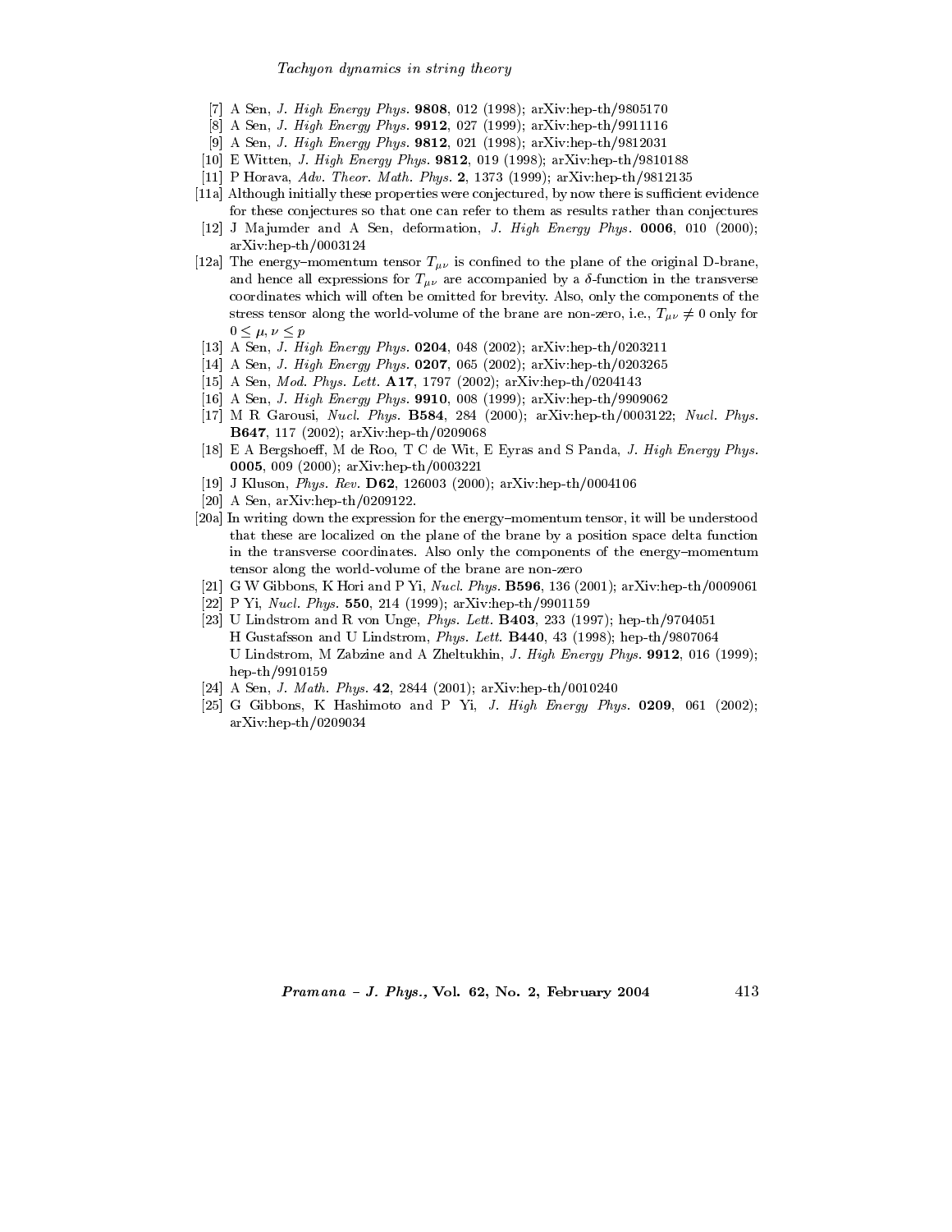[7] A Sen, *J. High Energy Phys.* **9808**, 012 (1998); arXiv:hep-th/9805170

[8] A Sen, *J. High Energy Phys.* **9912**, 027 (1999); arXiv:hep-th/9911116

[9] A Sen, *J. High Energy Phys.* **9812**, 021 (1998); arXiv:hep-th/9812031

[10] E Witten, *J. High Energy Phys.* **9812**, 019 (1998); arXiv:hep-th/9810188

[11] P Horava, *Adv. Theor. Math. Phys.* **2**, 1373 (1999); arXiv:hep-th/9812135

[11a] Although initially these properties were conjectured, by now there is sufficient evidence for these conjectures so that one can refer to them as results rather than conjectures

[12] J Majumder and A Sen, deformation, *J. High Energy Phys.* **0006**, 010 (2000); arXiv:hep-th/0003124

[12a] The energy–momentum tensor $T_{\mu\nu}$ is confined to the plane of the original D-brane, and hence all expressions for $T_{\mu\nu}$ are accompanied by a $\delta$-function in the transverse coordinates which will often be omitted for brevity. Also, only the components of the stress tensor along the world-volume of the brane are non-zero, i.e., $T_{\mu\nu} \neq 0$ only for $0 \leq \mu, \nu \leq p$

[13] A Sen, *J. High Energy Phys.* **0204**, 048 (2002); arXiv:hep-th/0203211

[14] A Sen, *J. High Energy Phys.* **0207**, 065 (2002); arXiv:hep-th/0203265

[15] A Sen, *Mod. Phys. Lett.* **A17**, 1797 (2002); arXiv:hep-th/0204143

[16] A Sen, *J. High Energy Phys.* **9910**, 008 (1999); arXiv:hep-th/9909062

[17] M R Garousi, *Nucl. Phys.* **B584**, 284 (2000); arXiv:hep-th/0003122; *Nucl. Phys.* **B647**, 117 (2002); arXiv:hep-th/0209068

[18] E A Bergshoeff, M de Roo, T C de Wit, E Eyras and S Panda, *J. High Energy Phys.* **0005**, 009 (2000); arXiv:hep-th/0003221

[19] J Kluson, *Phys. Rev.* **D62**, 126003 (2000); arXiv:hep-th/0004106

[20] A Sen, arXiv:hep-th/0209122.

[20a] In writing down the expression for the energy–momentum tensor, it will be understood that these are localized on the plane of the brane by a position space delta function in the transverse coordinates. Also only the components of the energy–momentum tensor along the world-volume of the brane are non-zero

[21] G W Gibbons, K Hori and P Yi, *Nucl. Phys.* **B596**, 136 (2001); arXiv:hep-th/0009061

[22] P Yi, *Nucl. Phys.* **550**, 214 (1999); arXiv:hep-th/9901159

[23] U Lindstrom and R von Unge, *Phys. Lett.* **B403**, 233 (1997); hep-th/9704051
H Gustafsson and U Lindstrom, *Phys. Lett.* **B440**, 43 (1998); hep-th/9807064
U Lindstrom, M Zabzine and A Zheltukhin, *J. High Energy Phys.* **9912**, 016 (1999); hep-th/9910159

[24] A Sen, *J. Math. Phys.* **42**, 2844 (2001); arXiv:hep-th/0010240

[25] G Gibbons, K Hashimoto and P Yi, *J. High Energy Phys.* **0209**, 061 (2002); arXiv:hep-th/0209034